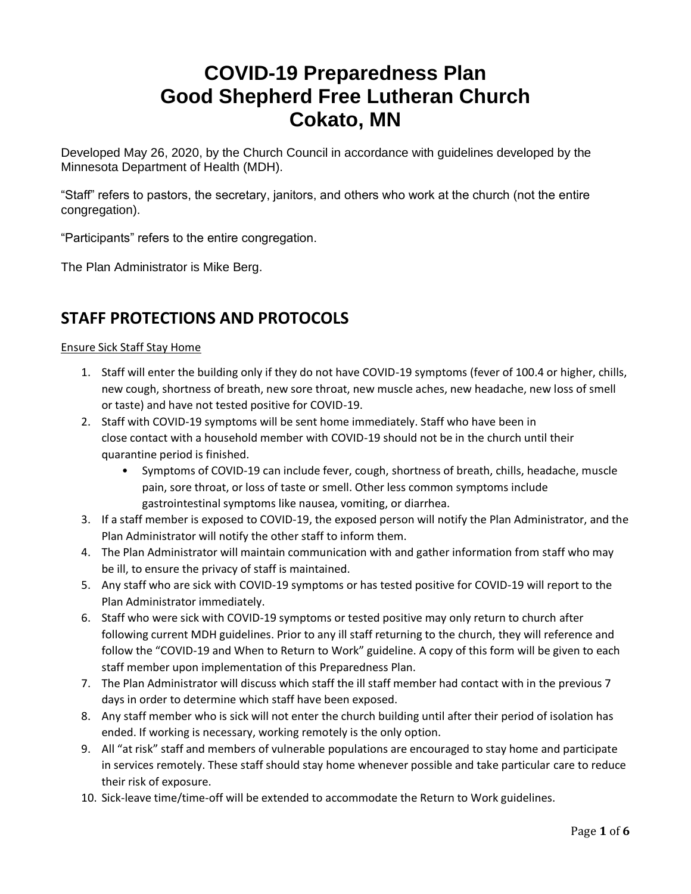# COVID-19 Preparedness Plan
# Good Shepherd Free Lutheran Church
# Cokato, MN

Developed May 26, 2020, by the Church Council in accordance with guidelines developed by the Minnesota Department of Health (MDH).

"Staff" refers to pastors, the secretary, janitors, and others who work at the church (not the entire congregation).

"Participants" refers to the entire congregation.

The Plan Administrator is Mike Berg.

## STAFF PROTECTIONS AND PROTOCOLS

<u>Ensure Sick Staff Stay Home</u>

1. Staff will enter the building only if they do not have COVID-19 symptoms (fever of 100.4 or higher, chills, new cough, shortness of breath, new sore throat, new muscle aches, new headache, new loss of smell or taste) and have not tested positive for COVID-19.
2. Staff with COVID-19 symptoms will be sent home immediately. Staff who have been in close contact with a household member with COVID-19 should not be in the church until their quarantine period is finished.
   - Symptoms of COVID-19 can include fever, cough, shortness of breath, chills, headache, muscle pain, sore throat, or loss of taste or smell. Other less common symptoms include gastrointestinal symptoms like nausea, vomiting, or diarrhea.
3. If a staff member is exposed to COVID-19, the exposed person will notify the Plan Administrator, and the Plan Administrator will notify the other staff to inform them.
4. The Plan Administrator will maintain communication with and gather information from staff who may be ill, to ensure the privacy of staff is maintained.
5. Any staff who are sick with COVID-19 symptoms or has tested positive for COVID-19 will report to the Plan Administrator immediately.
6. Staff who were sick with COVID-19 symptoms or tested positive may only return to church after following current MDH guidelines. Prior to any ill staff returning to the church, they will reference and follow the "COVID-19 and When to Return to Work" guideline. A copy of this form will be given to each staff member upon implementation of this Preparedness Plan.
7. The Plan Administrator will discuss which staff the ill staff member had contact with in the previous 7 days in order to determine which staff have been exposed.
8. Any staff member who is sick will not enter the church building until after their period of isolation has ended. If working is necessary, working remotely is the only option.
9. All "at risk" staff and members of vulnerable populations are encouraged to stay home and participate in services remotely. These staff should stay home whenever possible and take particular care to reduce their risk of exposure.
10. Sick-leave time/time-off will be extended to accommodate the Return to Work guidelines.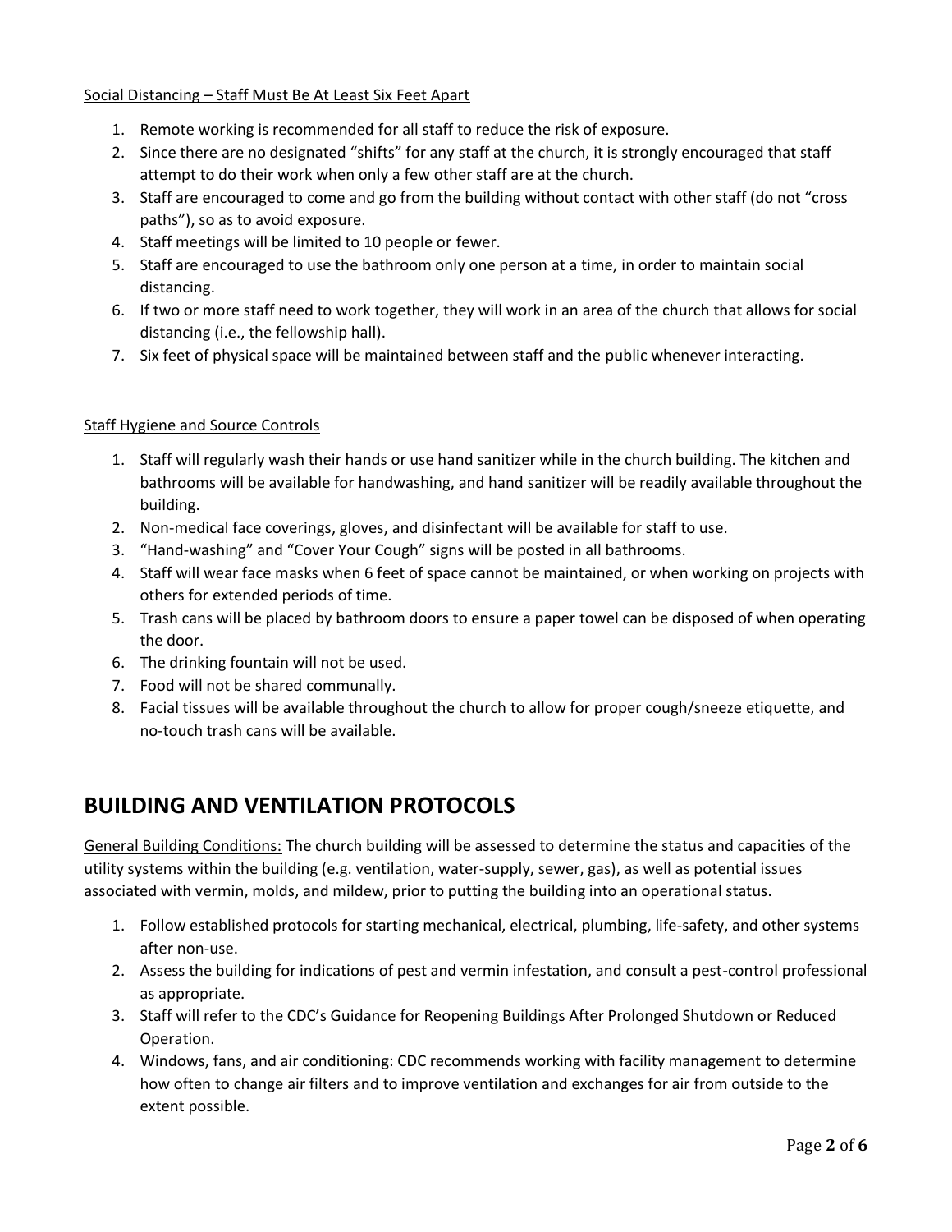Social Distancing – Staff Must Be At Least Six Feet Apart

1. Remote working is recommended for all staff to reduce the risk of exposure.
2. Since there are no designated "shifts" for any staff at the church, it is strongly encouraged that staff attempt to do their work when only a few other staff are at the church.
3. Staff are encouraged to come and go from the building without contact with other staff (do not "cross paths"), so as to avoid exposure.
4. Staff meetings will be limited to 10 people or fewer.
5. Staff are encouraged to use the bathroom only one person at a time, in order to maintain social distancing.
6. If two or more staff need to work together, they will work in an area of the church that allows for social distancing (i.e., the fellowship hall).
7. Six feet of physical space will be maintained between staff and the public whenever interacting.

Staff Hygiene and Source Controls

1. Staff will regularly wash their hands or use hand sanitizer while in the church building. The kitchen and bathrooms will be available for handwashing, and hand sanitizer will be readily available throughout the building.
2. Non-medical face coverings, gloves, and disinfectant will be available for staff to use.
3. "Hand-washing" and "Cover Your Cough" signs will be posted in all bathrooms.
4. Staff will wear face masks when 6 feet of space cannot be maintained, or when working on projects with others for extended periods of time.
5. Trash cans will be placed by bathroom doors to ensure a paper towel can be disposed of when operating the door.
6. The drinking fountain will not be used.
7. Food will not be shared communally.
8. Facial tissues will be available throughout the church to allow for proper cough/sneeze etiquette, and no-touch trash cans will be available.

## BUILDING AND VENTILATION PROTOCOLS

General Building Conditions: The church building will be assessed to determine the status and capacities of the utility systems within the building (e.g. ventilation, water-supply, sewer, gas), as well as potential issues associated with vermin, molds, and mildew, prior to putting the building into an operational status.

1. Follow established protocols for starting mechanical, electrical, plumbing, life-safety, and other systems after non-use.
2. Assess the building for indications of pest and vermin infestation, and consult a pest-control professional as appropriate.
3. Staff will refer to the CDC's Guidance for Reopening Buildings After Prolonged Shutdown or Reduced Operation.
4. Windows, fans, and air conditioning: CDC recommends working with facility management to determine how often to change air filters and to improve ventilation and exchanges for air from outside to the extent possible.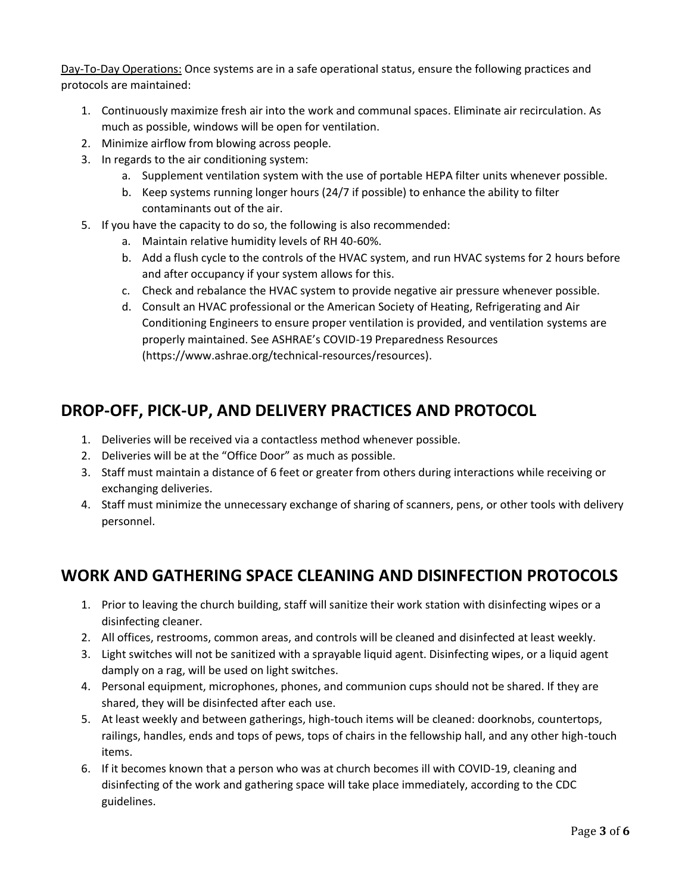<u>Day-To-Day Operations:</u> Once systems are in a safe operational status, ensure the following practices and protocols are maintained:

1. Continuously maximize fresh air into the work and communal spaces. Eliminate air recirculation. As much as possible, windows will be open for ventilation.
2. Minimize airflow from blowing across people.
3. In regards to the air conditioning system:
   a. Supplement ventilation system with the use of portable HEPA filter units whenever possible.
   b. Keep systems running longer hours (24/7 if possible) to enhance the ability to filter contaminants out of the air.
5. If you have the capacity to do so, the following is also recommended:
   a. Maintain relative humidity levels of RH 40-60%.
   b. Add a flush cycle to the controls of the HVAC system, and run HVAC systems for 2 hours before and after occupancy if your system allows for this.
   c. Check and rebalance the HVAC system to provide negative air pressure whenever possible.
   d. Consult an HVAC professional or the American Society of Heating, Refrigerating and Air Conditioning Engineers to ensure proper ventilation is provided, and ventilation systems are properly maintained. See ASHRAE's COVID-19 Preparedness Resources (https://www.ashrae.org/technical-resources/resources).

## DROP-OFF, PICK-UP, AND DELIVERY PRACTICES AND PROTOCOL

1. Deliveries will be received via a contactless method whenever possible.
2. Deliveries will be at the "Office Door" as much as possible.
3. Staff must maintain a distance of 6 feet or greater from others during interactions while receiving or exchanging deliveries.
4. Staff must minimize the unnecessary exchange of sharing of scanners, pens, or other tools with delivery personnel.

## WORK AND GATHERING SPACE CLEANING AND DISINFECTION PROTOCOLS

1. Prior to leaving the church building, staff will sanitize their work station with disinfecting wipes or a disinfecting cleaner.
2. All offices, restrooms, common areas, and controls will be cleaned and disinfected at least weekly.
3. Light switches will not be sanitized with a sprayable liquid agent. Disinfecting wipes, or a liquid agent damply on a rag, will be used on light switches.
4. Personal equipment, microphones, phones, and communion cups should not be shared. If they are shared, they will be disinfected after each use.
5. At least weekly and between gatherings, high-touch items will be cleaned: doorknobs, countertops, railings, handles, ends and tops of pews, tops of chairs in the fellowship hall, and any other high-touch items.
6. If it becomes known that a person who was at church becomes ill with COVID-19, cleaning and disinfecting of the work and gathering space will take place immediately, according to the CDC guidelines.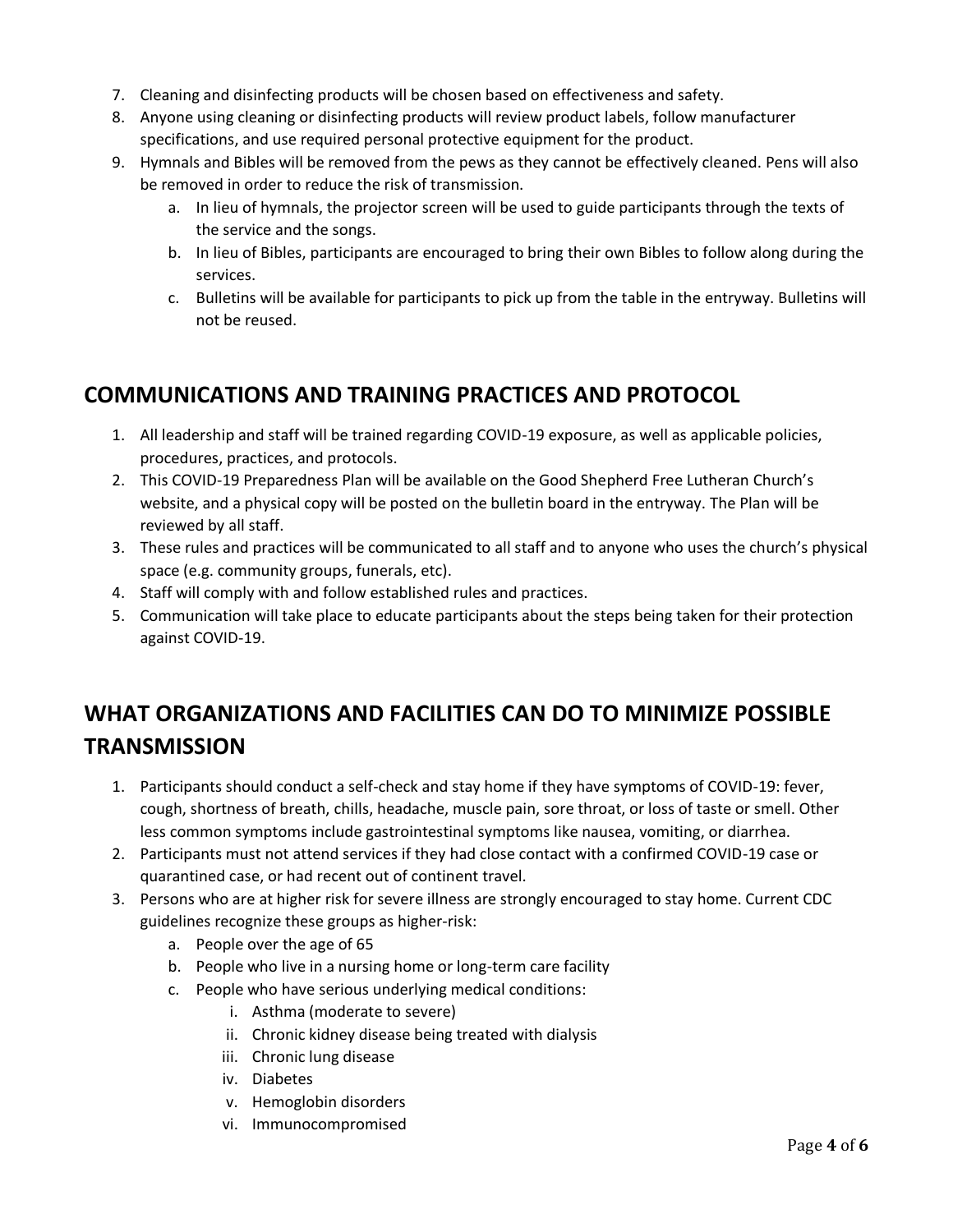7. Cleaning and disinfecting products will be chosen based on effectiveness and safety.
8. Anyone using cleaning or disinfecting products will review product labels, follow manufacturer specifications, and use required personal protective equipment for the product.
9. Hymnals and Bibles will be removed from the pews as they cannot be effectively cleaned. Pens will also be removed in order to reduce the risk of transmission.
   a. In lieu of hymnals, the projector screen will be used to guide participants through the texts of the service and the songs.
   b. In lieu of Bibles, participants are encouraged to bring their own Bibles to follow along during the services.
   c. Bulletins will be available for participants to pick up from the table in the entryway. Bulletins will not be reused.

## COMMUNICATIONS AND TRAINING PRACTICES AND PROTOCOL

1. All leadership and staff will be trained regarding COVID-19 exposure, as well as applicable policies, procedures, practices, and protocols.
2. This COVID-19 Preparedness Plan will be available on the Good Shepherd Free Lutheran Church's website, and a physical copy will be posted on the bulletin board in the entryway. The Plan will be reviewed by all staff.
3. These rules and practices will be communicated to all staff and to anyone who uses the church's physical space (e.g. community groups, funerals, etc).
4. Staff will comply with and follow established rules and practices.
5. Communication will take place to educate participants about the steps being taken for their protection against COVID-19.

## WHAT ORGANIZATIONS AND FACILITIES CAN DO TO MINIMIZE POSSIBLE TRANSMISSION

1. Participants should conduct a self-check and stay home if they have symptoms of COVID-19: fever, cough, shortness of breath, chills, headache, muscle pain, sore throat, or loss of taste or smell. Other less common symptoms include gastrointestinal symptoms like nausea, vomiting, or diarrhea.
2. Participants must not attend services if they had close contact with a confirmed COVID-19 case or quarantined case, or had recent out of continent travel.
3. Persons who are at higher risk for severe illness are strongly encouraged to stay home. Current CDC guidelines recognize these groups as higher-risk:
   a. People over the age of 65
   b. People who live in a nursing home or long-term care facility
   c. People who have serious underlying medical conditions:
      i. Asthma (moderate to severe)
      ii. Chronic kidney disease being treated with dialysis
      iii. Chronic lung disease
      iv. Diabetes
      v. Hemoglobin disorders
      vi. Immunocompromised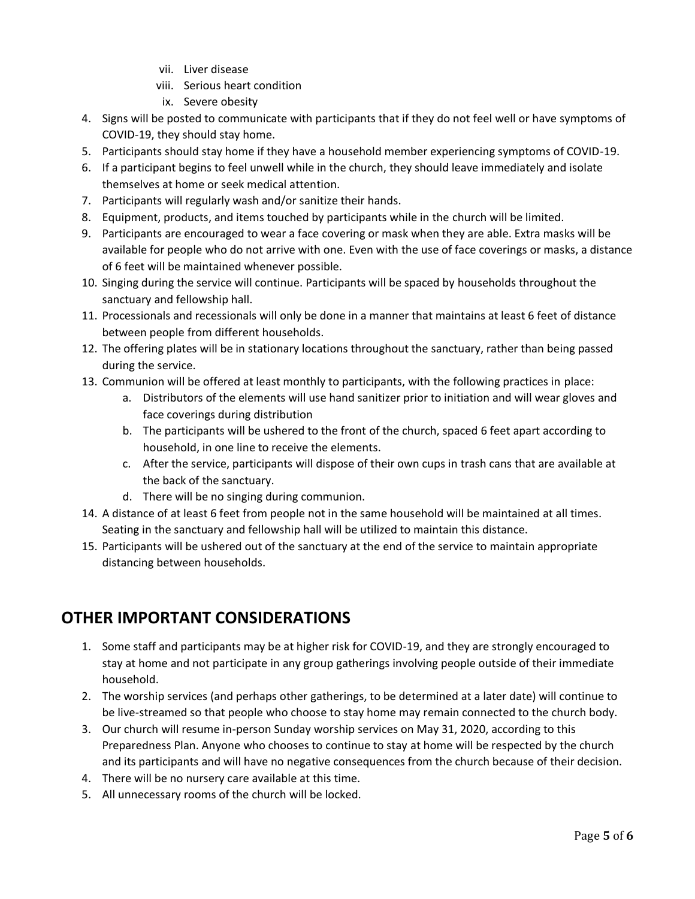vii. Liver disease
   viii. Serious heart condition
   ix. Severe obesity

4. Signs will be posted to communicate with participants that if they do not feel well or have symptoms of COVID-19, they should stay home.
5. Participants should stay home if they have a household member experiencing symptoms of COVID-19.
6. If a participant begins to feel unwell while in the church, they should leave immediately and isolate themselves at home or seek medical attention.
7. Participants will regularly wash and/or sanitize their hands.
8. Equipment, products, and items touched by participants while in the church will be limited.
9. Participants are encouraged to wear a face covering or mask when they are able. Extra masks will be available for people who do not arrive with one. Even with the use of face coverings or masks, a distance of 6 feet will be maintained whenever possible.
10. Singing during the service will continue. Participants will be spaced by households throughout the sanctuary and fellowship hall.
11. Processionals and recessionals will only be done in a manner that maintains at least 6 feet of distance between people from different households.
12. The offering plates will be in stationary locations throughout the sanctuary, rather than being passed during the service.
13. Communion will be offered at least monthly to participants, with the following practices in place:
    a. Distributors of the elements will use hand sanitizer prior to initiation and will wear gloves and face coverings during distribution
    b. The participants will be ushered to the front of the church, spaced 6 feet apart according to household, in one line to receive the elements.
    c. After the service, participants will dispose of their own cups in trash cans that are available at the back of the sanctuary.
    d. There will be no singing during communion.
14. A distance of at least 6 feet from people not in the same household will be maintained at all times. Seating in the sanctuary and fellowship hall will be utilized to maintain this distance.
15. Participants will be ushered out of the sanctuary at the end of the service to maintain appropriate distancing between households.

## OTHER IMPORTANT CONSIDERATIONS

1. Some staff and participants may be at higher risk for COVID-19, and they are strongly encouraged to stay at home and not participate in any group gatherings involving people outside of their immediate household.
2. The worship services (and perhaps other gatherings, to be determined at a later date) will continue to be live-streamed so that people who choose to stay home may remain connected to the church body.
3. Our church will resume in-person Sunday worship services on May 31, 2020, according to this Preparedness Plan. Anyone who chooses to continue to stay at home will be respected by the church and its participants and will have no negative consequences from the church because of their decision.
4. There will be no nursery care available at this time.
5. All unnecessary rooms of the church will be locked.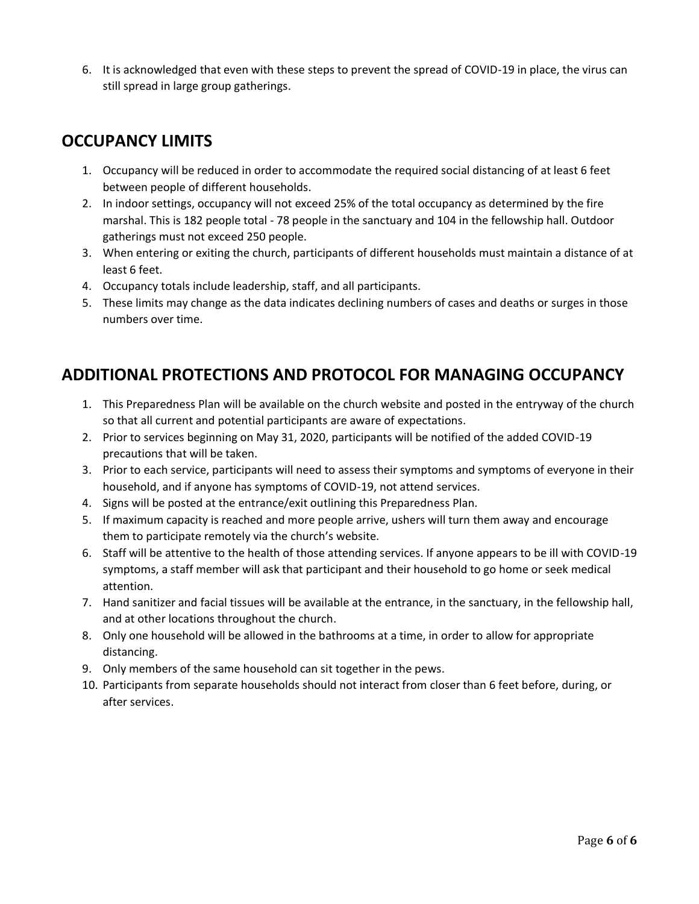6. It is acknowledged that even with these steps to prevent the spread of COVID-19 in place, the virus can still spread in large group gatherings.

## OCCUPANCY LIMITS

1. Occupancy will be reduced in order to accommodate the required social distancing of at least 6 feet between people of different households.
2. In indoor settings, occupancy will not exceed 25% of the total occupancy as determined by the fire marshal. This is 182 people total - 78 people in the sanctuary and 104 in the fellowship hall. Outdoor gatherings must not exceed 250 people.
3. When entering or exiting the church, participants of different households must maintain a distance of at least 6 feet.
4. Occupancy totals include leadership, staff, and all participants.
5. These limits may change as the data indicates declining numbers of cases and deaths or surges in those numbers over time.

## ADDITIONAL PROTECTIONS AND PROTOCOL FOR MANAGING OCCUPANCY

1. This Preparedness Plan will be available on the church website and posted in the entryway of the church so that all current and potential participants are aware of expectations.
2. Prior to services beginning on May 31, 2020, participants will be notified of the added COVID-19 precautions that will be taken.
3. Prior to each service, participants will need to assess their symptoms and symptoms of everyone in their household, and if anyone has symptoms of COVID-19, not attend services.
4. Signs will be posted at the entrance/exit outlining this Preparedness Plan.
5. If maximum capacity is reached and more people arrive, ushers will turn them away and encourage them to participate remotely via the church's website.
6. Staff will be attentive to the health of those attending services. If anyone appears to be ill with COVID-19 symptoms, a staff member will ask that participant and their household to go home or seek medical attention.
7. Hand sanitizer and facial tissues will be available at the entrance, in the sanctuary, in the fellowship hall, and at other locations throughout the church.
8. Only one household will be allowed in the bathrooms at a time, in order to allow for appropriate distancing.
9. Only members of the same household can sit together in the pews.
10. Participants from separate households should not interact from closer than 6 feet before, during, or after services.